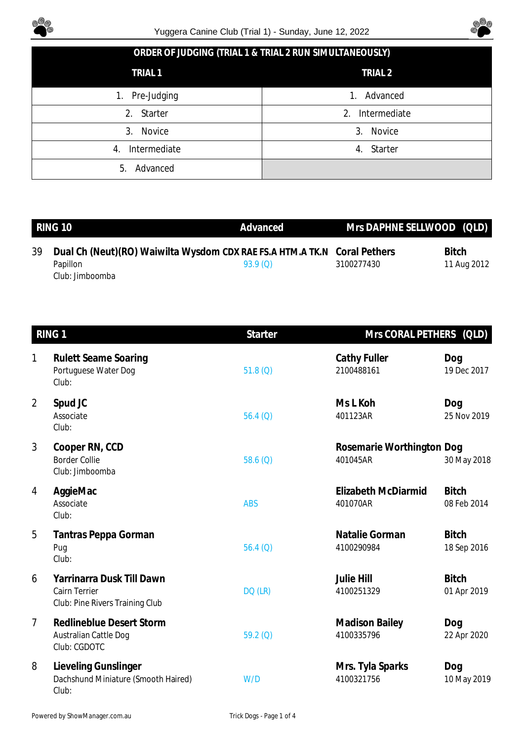## ORDER OF JUDGING (TRIAL 1 & TRIAL 2 RUN SIMULTANEOUSLY)

| TRIAL 1 | TRIAL 2 |
|---|---|
| 1. Pre-Judging | 1. Advanced |
| 2. Starter | 2. Intermediate |
| 3. Novice | 3. Novice |
| 4. Intermediate | 4. Starter |
| 5. Advanced | |

## RING 10 — Advanced — Mrs DAPHNE SELLWOOD (QLD)

| No. | Dog | Score | Handler | Sex / DOB |
|---|---|---|---|---|
| 39 | **Dual Ch (Neut)(RO) Waiwilta Wysdom CDX RAE FS.A HTM.A TK.N**<br>Papillon<br>Club: Jimboomba | 93.9 (Q) | **Coral Pethers**<br>3100277430 | **Bitch**<br>11 Aug 2012 |

## RING 1 — Starter — Mrs CORAL PETHERS (QLD)

| No. | Dog | Score | Handler | Sex / DOB |
|---|---|---|---|---|
| 1 | **Rulett Seame Soaring**<br>Portuguese Water Dog<br>Club: | 51.8 (Q) | **Cathy Fuller**<br>2100488161 | **Dog**<br>19 Dec 2017 |
| 2 | **Spud JC**<br>Associate<br>Club: | 56.4 (Q) | **Ms L Koh**<br>401123AR | **Dog**<br>25 Nov 2019 |
| 3 | **Cooper RN, CCD**<br>Border Collie<br>Club: Jimboomba | 58.6 (Q) | **Rosemarie Worthington**<br>401045AR | **Dog**<br>30 May 2018 |
| 4 | **AggieMac**<br>Associate<br>Club: | ABS | **Elizabeth McDiarmid**<br>401070AR | **Bitch**<br>08 Feb 2014 |
| 5 | **Tantras Peppa Gorman**<br>Pug<br>Club: | 56.4 (Q) | **Natalie Gorman**<br>4100290984 | **Bitch**<br>18 Sep 2016 |
| 6 | **Yarrinarra Dusk Till Dawn**<br>Cairn Terrier<br>Club: Pine Rivers Training Club | DQ (LR) | **Julie Hill**<br>4100251329 | **Bitch**<br>01 Apr 2019 |
| 7 | **Redlineblue Desert Storm**<br>Australian Cattle Dog<br>Club: CGDOTC | 59.2 (Q) | **Madison Bailey**<br>4100335796 | **Dog**<br>22 Apr 2020 |
| 8 | **Lieveling Gunslinger**<br>Dachshund Miniature (Smooth Haired)<br>Club: | W/D | **Mrs. Tyla Sparks**<br>4100321756 | **Dog**<br>10 May 2019 |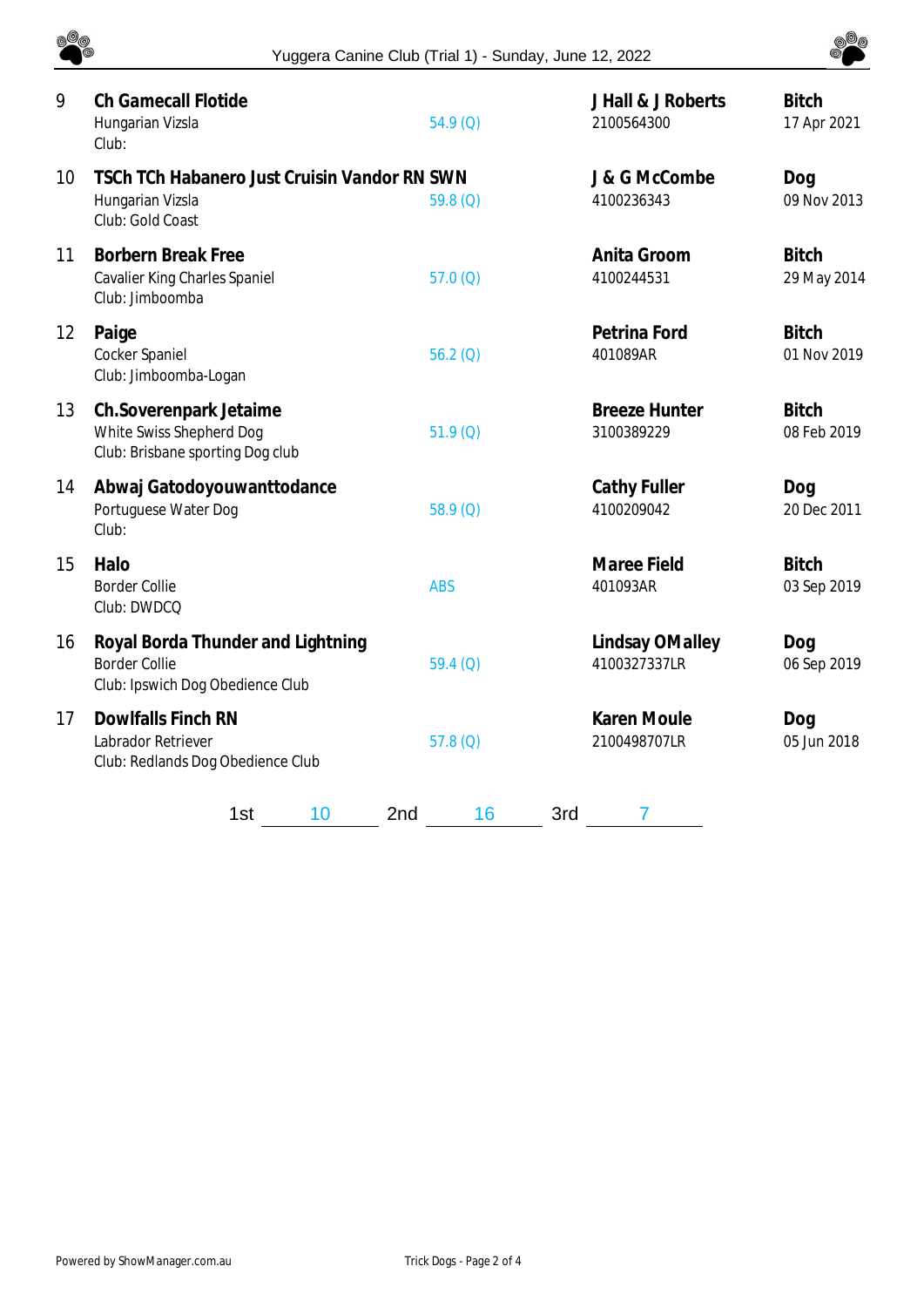| No. | Dog | Score | Owner / Reg. No. | Sex / DOB |
|---|---|---|---|---|
| 9 | **Ch Gamecall Flotide**<br>Hungarian Vizsla<br>Club: | 54.9 (Q) | **J Hall & J Roberts**<br>2100564300 | **Bitch**<br>17 Apr 2021 |
| 10 | **TSCh TCh Habanero Just Cruisin Vandor RN SWN**<br>Hungarian Vizsla<br>Club: Gold Coast | 59.8 (Q) | **J & G McCombe**<br>4100236343 | **Dog**<br>09 Nov 2013 |
| 11 | **Borbern Break Free**<br>Cavalier King Charles Spaniel<br>Club: Jimboomba | 57.0 (Q) | **Anita Groom**<br>4100244531 | **Bitch**<br>29 May 2014 |
| 12 | **Paige**<br>Cocker Spaniel<br>Club: Jimboomba-Logan | 56.2 (Q) | **Petrina Ford**<br>401089AR | **Bitch**<br>01 Nov 2019 |
| 13 | **Ch.Soverenpark Jetaime**<br>White Swiss Shepherd Dog<br>Club: Brisbane sporting Dog club | 51.9 (Q) | **Breeze Hunter**<br>3100389229 | **Bitch**<br>08 Feb 2019 |
| 14 | **Abwaj Gatodoyouwanttodance**<br>Portuguese Water Dog<br>Club: | 58.9 (Q) | **Cathy Fuller**<br>4100209042 | **Dog**<br>20 Dec 2011 |
| 15 | **Halo**<br>Border Collie<br>Club: DWDCQ | ABS | **Maree Field**<br>401093AR | **Bitch**<br>03 Sep 2019 |
| 16 | **Royal Borda Thunder and Lightning**<br>Border Collie<br>Club: Ipswich Dog Obedience Club | 59.4 (Q) | **Lindsay OMalley**<br>4100327337LR | **Dog**<br>06 Sep 2019 |
| 17 | **Dowlfalls Finch RN**<br>Labrador Retriever<br>Club: Redlands Dog Obedience Club | 57.8 (Q) | **Karen Moule**<br>2100498707LR | **Dog**<br>05 Jun 2018 |

1st 10 2nd 16 3rd 7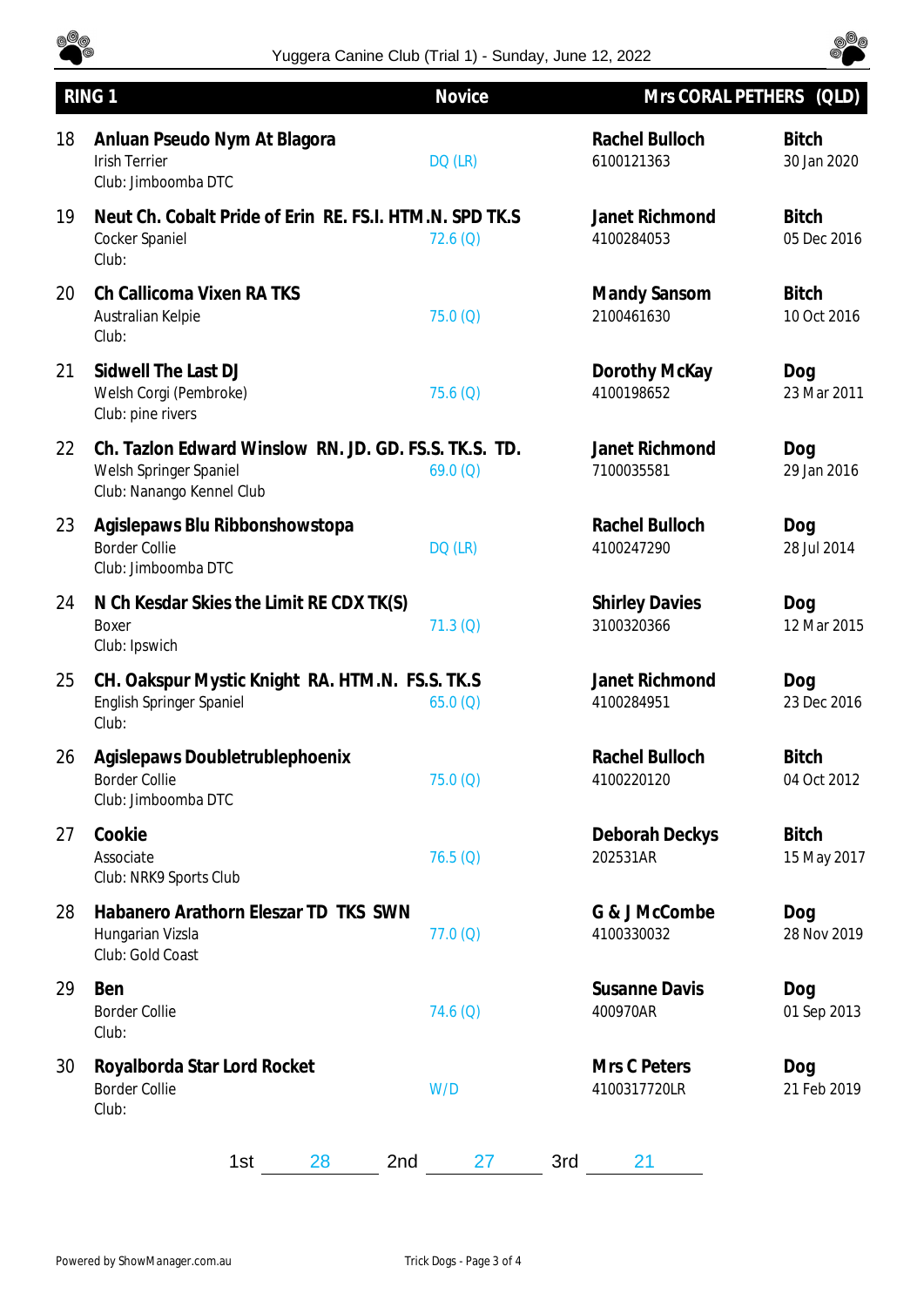## RING 1 | Novice | Mrs CORAL PETHERS (QLD)

| No. | Dog | Score | Owner | Sex |
|---|---|---|---|---|
| 18 | **Anluan Pseudo Nym At Blagora**<br>Irish Terrier<br>Club: Jimboomba DTC | DQ (LR) | **Rachel Bulloch**<br>6100121363 | **Bitch**<br>30 Jan 2020 |
| 19 | **Neut Ch. Cobalt Pride of Erin RE. FS.I. HTM.N. SPD TK.S**<br>Cocker Spaniel<br>Club: | 72.6 (Q) | **Janet Richmond**<br>4100284053 | **Bitch**<br>05 Dec 2016 |
| 20 | **Ch Callicoma Vixen RA TKS**<br>Australian Kelpie<br>Club: | 75.0 (Q) | **Mandy Sansom**<br>2100461630 | **Bitch**<br>10 Oct 2016 |
| 21 | **Sidwell The Last DJ**<br>Welsh Corgi (Pembroke)<br>Club: pine rivers | 75.6 (Q) | **Dorothy McKay**<br>4100198652 | **Dog**<br>23 Mar 2011 |
| 22 | **Ch. Tazlon Edward Winslow RN. JD. GD. FS.S. TK.S. TD.**<br>Welsh Springer Spaniel<br>Club: Nanango Kennel Club | 69.0 (Q) | **Janet Richmond**<br>7100035581 | **Dog**<br>29 Jan 2016 |
| 23 | **Agislepaws Blu Ribbonshowstopa**<br>Border Collie<br>Club: Jimboomba DTC | DQ (LR) | **Rachel Bulloch**<br>4100247290 | **Dog**<br>28 Jul 2014 |
| 24 | **N Ch Kesdar Skies the Limit RE CDX TK(S)**<br>Boxer<br>Club: Ipswich | 71.3 (Q) | **Shirley Davies**<br>3100320366 | **Dog**<br>12 Mar 2015 |
| 25 | **CH. Oakspur Mystic Knight RA. HTM.N. FS.S. TK.S**<br>English Springer Spaniel<br>Club: | 65.0 (Q) | **Janet Richmond**<br>4100284951 | **Dog**<br>23 Dec 2016 |
| 26 | **Agislepaws Doubletrublephoenix**<br>Border Collie<br>Club: Jimboomba DTC | 75.0 (Q) | **Rachel Bulloch**<br>4100220120 | **Bitch**<br>04 Oct 2012 |
| 27 | **Cookie**<br>Associate<br>Club: NRK9 Sports Club | 76.5 (Q) | **Deborah Deckys**<br>202531AR | **Bitch**<br>15 May 2017 |
| 28 | **Habanero Arathorn Eleszar TD TKS SWN**<br>Hungarian Vizsla<br>Club: Gold Coast | 77.0 (Q) | **G & J McCombe**<br>4100330032 | **Dog**<br>28 Nov 2019 |
| 29 | **Ben**<br>Border Collie<br>Club: | 74.6 (Q) | **Susanne Davis**<br>400970AR | **Dog**<br>01 Sep 2013 |
| 30 | **Royalborda Star Lord Rocket**<br>Border Collie<br>Club: | W/D | **Mrs C Peters**<br>4100317720LR | **Dog**<br>21 Feb 2019 |

1st 28 2nd 27 3rd 21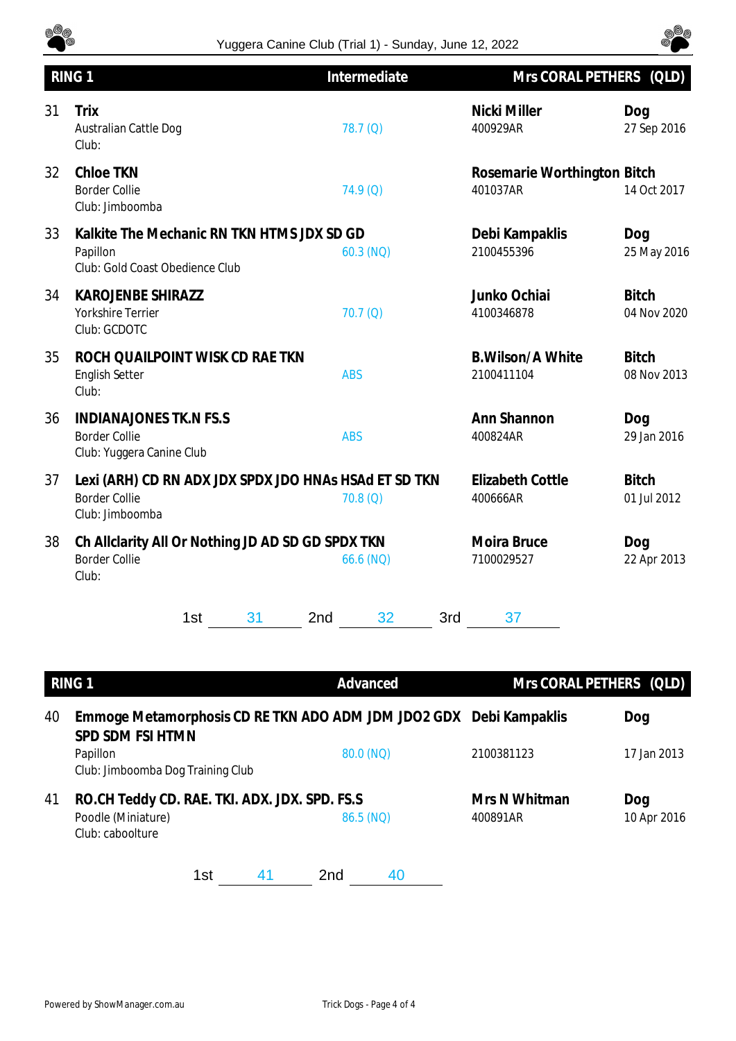## RING 1 — Intermediate — Mrs CORAL PETHERS (QLD)

| | | | | |
|---|---|---|---|---|
| 31 | **Trix**<br>Australian Cattle Dog<br>Club: | 78.7 (Q) | **Nicki Miller**<br>400929AR | **Dog**<br>27 Sep 2016 |
| 32 | **Chloe TKN**<br>Border Collie<br>Club: Jimboomba | 74.9 (Q) | **Rosemarie Worthington**<br>401037AR | **Bitch**<br>14 Oct 2017 |
| 33 | **Kalkite The Mechanic RN TKN HTMS JDX SD GD**<br>Papillon<br>Club: Gold Coast Obedience Club | 60.3 (NQ) | **Debi Kampaklis**<br>2100455396 | **Dog**<br>25 May 2016 |
| 34 | **KAROJENBE SHIRAZZ**<br>Yorkshire Terrier<br>Club: GCDOTC | 70.7 (Q) | **Junko Ochiai**<br>4100346878 | **Bitch**<br>04 Nov 2020 |
| 35 | **ROCH QUAILPOINT WISK CD RAE TKN**<br>English Setter<br>Club: | ABS | **B.Wilson/A White**<br>2100411104 | **Bitch**<br>08 Nov 2013 |
| 36 | **INDIANAJONES TK.N FS.S**<br>Border Collie<br>Club: Yuggera Canine Club | ABS | **Ann Shannon**<br>400824AR | **Dog**<br>29 Jan 2016 |
| 37 | **Lexi (ARH) CD RN ADX JDX SPDX JDO HNAs HSAd ET SD TKN**<br>Border Collie<br>Club: Jimboomba | 70.8 (Q) | **Elizabeth Cottle**<br>400666AR | **Bitch**<br>01 Jul 2012 |
| 38 | **Ch Allclarity All Or Nothing JD AD SD GD SPDX TKN**<br>Border Collie<br>Club: | 66.6 (NQ) | **Moira Bruce**<br>7100029527 | **Dog**<br>22 Apr 2013 |

1st 31 2nd 32 3rd 37

## RING 1 — Advanced — Mrs CORAL PETHERS (QLD)

| | | | | |
|---|---|---|---|---|
| 40 | **Emmoge Metamorphosis CD RE TKN ADO ADM JDM JDO2 GDX SPD SDM FSI HTMN**<br>Papillon<br>Club: Jimboomba Dog Training Club | 80.0 (NQ) | **Debi Kampaklis**<br>2100381123 | **Dog**<br>17 Jan 2013 |
| 41 | **RO.CH Teddy CD. RAE. TKI. ADX. JDX. SPD. FS.S**<br>Poodle (Miniature)<br>Club: caboolture | 86.5 (NQ) | **Mrs N Whitman**<br>400891AR | **Dog**<br>10 Apr 2016 |

1st 41 2nd 40